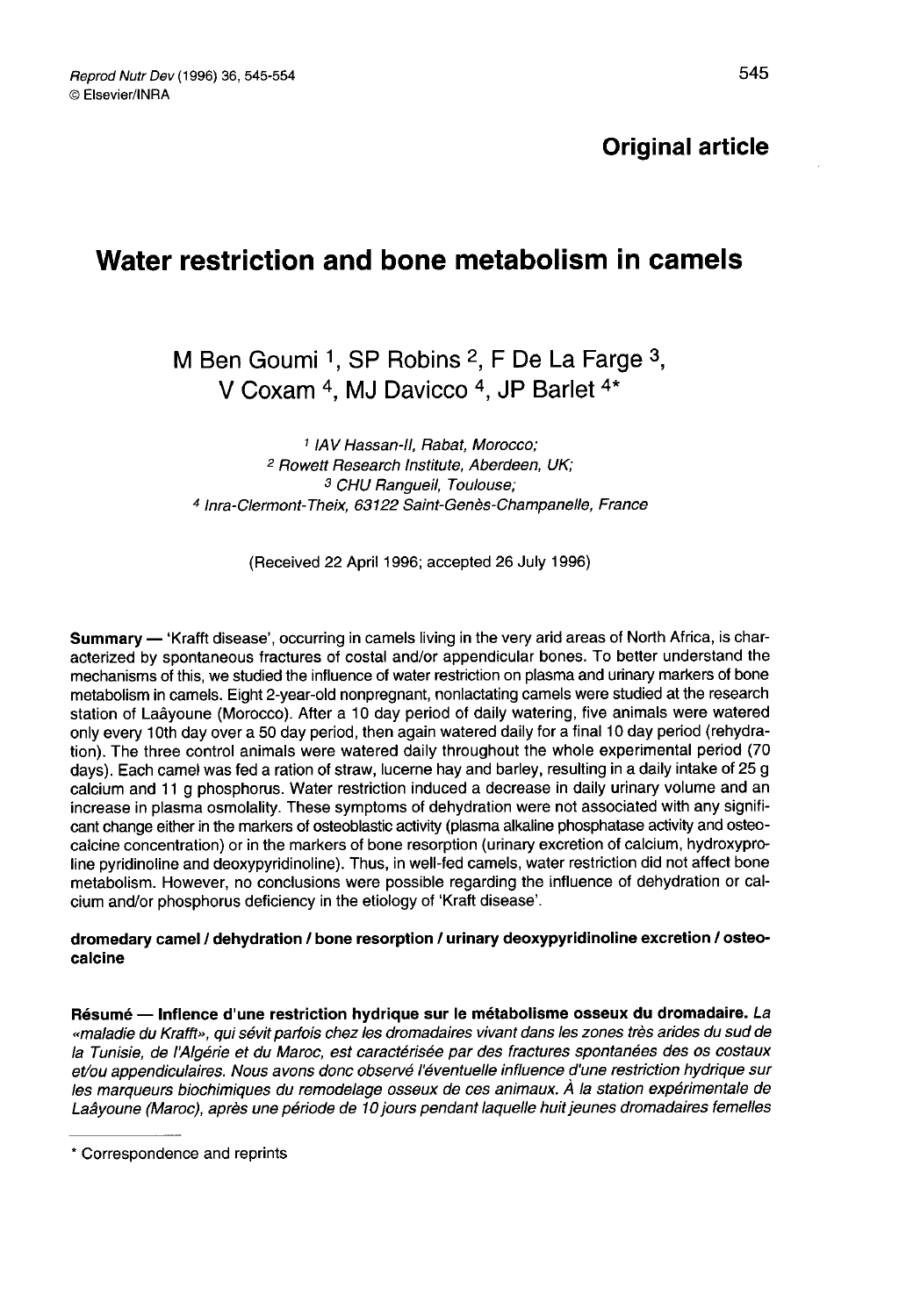**Original article**

# Water restriction and bone metabolism in camels

M Ben Goumi [1], SP Robins [2], F De La Farge [3], V Coxam [4], MJ Davicco [4], JP Barlet [4]*

[1] IAV Hassan-II, Rabat, Morocco;
[2] Rowett Research Institute, Aberdeen, UK;
[3] CHU Rangueil, Toulouse;
[4] Inra-Clermont-Theix, 63122 Saint-Genès-Champanelle, France

(Received 22 April 1996; accepted 26 July 1996)

**Summary** — 'Krafft disease', occurring in camels living in the very arid areas of North Africa, is characterized by spontaneous fractures of costal and/or appendicular bones. To better understand the mechanisms of this, we studied the influence of water restriction on plasma and urinary markers of bone metabolism in camels. Eight 2-year-old nonpregnant, nonlactating camels were studied at the research station of Laâyoune (Morocco). After a 10 day period of daily watering, five animals were watered only every 10th day over a 50 day period, then again watered daily for a final 10 day period (rehydration). The three control animals were watered daily throughout the whole experimental period (70 days). Each camel was fed a ration of straw, lucerne hay and barley, resulting in a daily intake of 25 g calcium and 11 g phosphorus. Water restriction induced a decrease in daily urinary volume and an increase in plasma osmolality. These symptoms of dehydration were not associated with any significant change either in the markers of osteoblastic activity (plasma alkaline phosphatase activity and osteocalcine concentration) or in the markers of bone resorption (urinary excretion of calcium, hydroxyproline pyridinoline and deoxypyridinoline). Thus, in well-fed camels, water restriction did not affect bone metabolism. However, no conclusions were possible regarding the influence of dehydration or calcium and/or phosphorus deficiency in the etiology of 'Kraft disease'.

**dromedary camel / dehydration / bone resorption / urinary deoxypyridinoline excretion / osteocalcine**

**Résumé — Inflence d'une restriction hydrique sur le métabolisme osseux du dromadaire.** *La «maladie du Krafft», qui sévit parfois chez les dromadaires vivant dans les zones très arides du sud de la Tunisie, de l'Algérie et du Maroc, est caractérisée par des fractures spontanées des os costaux et/ou appendiculaires. Nous avons donc observé l'éventuelle influence d'une restriction hydrique sur les marqueurs biochimiques du remodelage osseux de ces animaux. À la station expérimentale de Laâyoune (Maroc), après une période de 10 jours pendant laquelle huit jeunes dromadaires femelles*

* Correspondence and reprints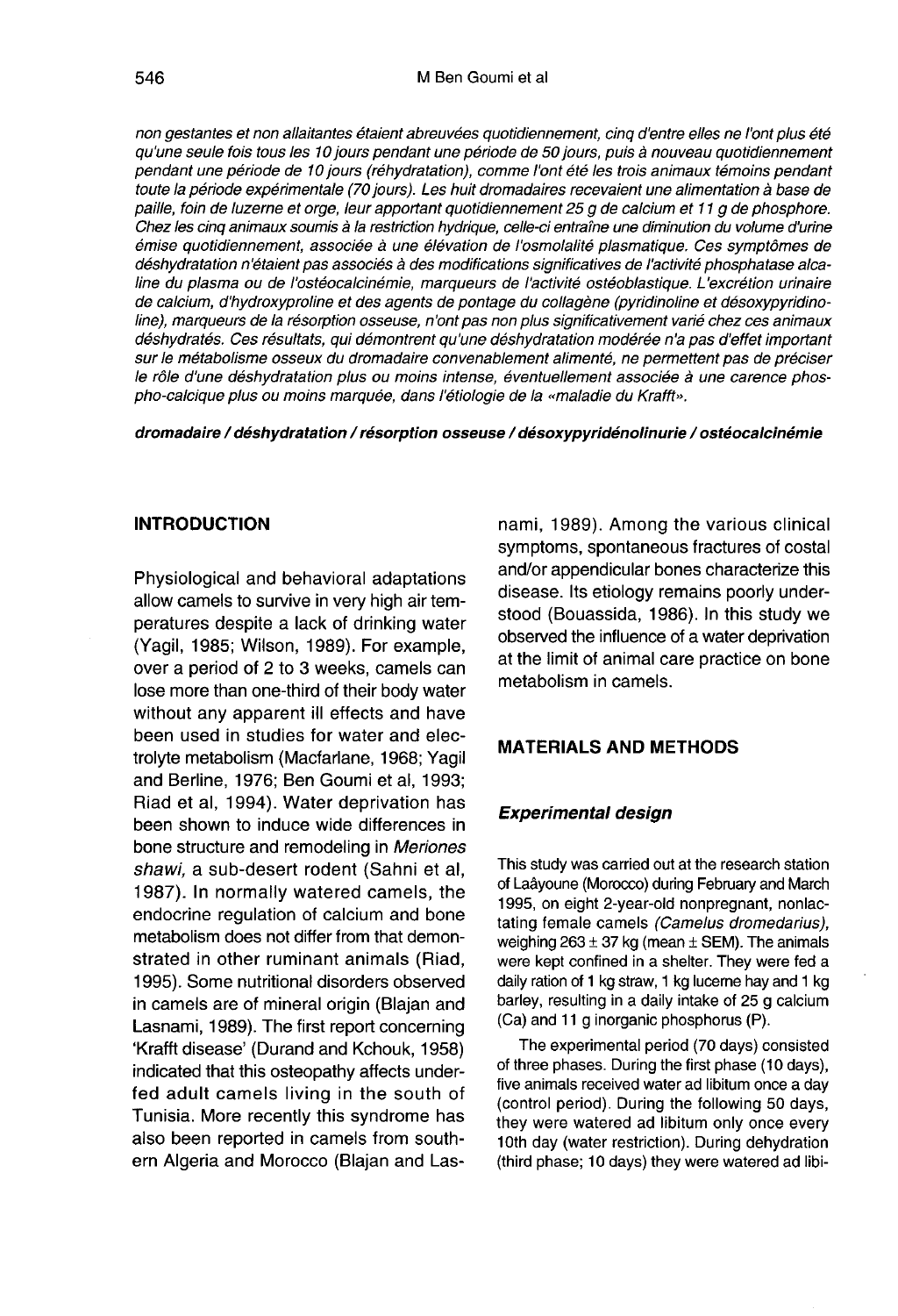*non gestantes et non allaitantes étaient abreuvées quotidiennement, cinq d'entre elles ne l'ont plus été qu'une seule fois tous les 10 jours pendant une période de 50 jours, puis à nouveau quotidiennement pendant une période de 10 jours (réhydratation), comme l'ont été les trois animaux témoins pendant toute la période expérimentale (70 jours). Les huit dromadaires recevaient une alimentation à base de paille, foin de luzerne et orge, leur apportant quotidiennement 25 g de calcium et 11 g de phosphore. Chez les cinq animaux soumis à la restriction hydrique, celle-ci entraîne une diminution du volume d'urine émise quotidiennement, associée à une élévation de l'osmolalité plasmatique. Ces symptômes de déshydratation n'étaient pas associés à des modifications significatives de l'activité phosphatase alcaline du plasma ou de l'ostéocalcinémie, marqueurs de l'activité ostéoblastique. L'excrétion urinaire de calcium, d'hydroxyproline et des agents de pontage du collagène (pyridinoline et désoxypyridinoline), marqueurs de la résorption osseuse, n'ont pas non plus significativement varié chez ces animaux déshydratés. Ces résultats, qui démontrent qu'une déshydratation modérée n'a pas d'effet important sur le métabolisme osseux du dromadaire convenablement alimenté, ne permettent pas de préciser le rôle d'une déshydratation plus ou moins intense, éventuellement associée à une carence phospho-calcique plus ou moins marquée, dans l'étiologie de la «maladie du Krafft».*

***dromadaire / déshydratation / résorption osseuse / désoxypyridénolinurie / ostéocalcinémie***

## INTRODUCTION

Physiological and behavioral adaptations allow camels to survive in very high air temperatures despite a lack of drinking water (Yagil, 1985; Wilson, 1989). For example, over a period of 2 to 3 weeks, camels can lose more than one-third of their body water without any apparent ill effects and have been used in studies for water and electrolyte metabolism (Macfarlane, 1968; Yagil and Berline, 1976; Ben Goumi et al, 1993; Riad et al, 1994). Water deprivation has been shown to induce wide differences in bone structure and remodeling in *Meriones shawi*, a sub-desert rodent (Sahni et al, 1987). In normally watered camels, the endocrine regulation of calcium and bone metabolism does not differ from that demonstrated in other ruminant animals (Riad, 1995). Some nutritional disorders observed in camels are of mineral origin (Blajan and Lasnami, 1989). The first report concerning 'Krafft disease' (Durand and Kchouk, 1958) indicated that this osteopathy affects underfed adult camels living in the south of Tunisia. More recently this syndrome has also been reported in camels from southern Algeria and Morocco (Blajan and Lasnami, 1989). Among the various clinical symptoms, spontaneous fractures of costal and/or appendicular bones characterize this disease. Its etiology remains poorly understood (Bouassida, 1986). In this study we observed the influence of a water deprivation at the limit of animal care practice on bone metabolism in camels.

## MATERIALS AND METHODS

### *Experimental design*

This study was carried out at the research station of Laâyoune (Morocco) during February and March 1995, on eight 2-year-old nonpregnant, nonlactating female camels (*Camelus dromedarius*), weighing 263 ± 37 kg (mean ± SEM). The animals were kept confined in a shelter. They were fed a daily ration of 1 kg straw, 1 kg lucerne hay and 1 kg barley, resulting in a daily intake of 25 g calcium (Ca) and 11 g inorganic phosphorus (P).

The experimental period (70 days) consisted of three phases. During the first phase (10 days), five animals received water ad libitum once a day (control period). During the following 50 days, they were watered ad libitum only once every 10th day (water restriction). During dehydration (third phase; 10 days) they were watered ad libi-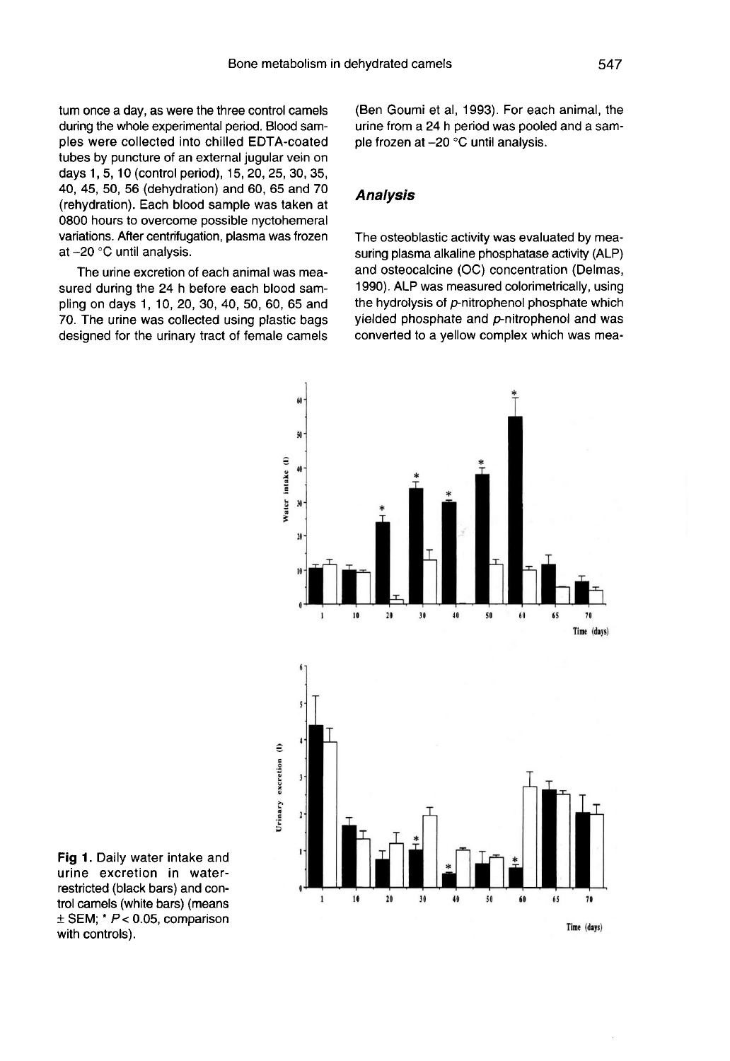tum once a day, as were the three control camels during the whole experimental period. Blood samples were collected into chilled EDTA-coated tubes by puncture of an external jugular vein on days 1, 5, 10 (control period), 15, 20, 25, 30, 35, 40, 45, 50, 56 (dehydration) and 60, 65 and 70 (rehydration). Each blood sample was taken at 0800 hours to overcome possible nyctohemeral variations. After centrifugation, plasma was frozen at −20 °C until analysis.

The urine excretion of each animal was measured during the 24 h before each blood sampling on days 1, 10, 20, 30, 40, 50, 60, 65 and 70. The urine was collected using plastic bags designed for the urinary tract of female camels (Ben Goumi et al, 1993). For each animal, the urine from a 24 h period was pooled and a sample frozen at −20 °C until analysis.

### Analysis

The osteoblastic activity was evaluated by measuring plasma alkaline phosphatase activity (ALP) and osteocalcine (OC) concentration (Delmas, 1990). ALP was measured colorimetrically, using the hydrolysis of *p*-nitrophenol phosphate which yielded phosphate and *p*-nitrophenol and was converted to a yellow complex which was mea-

**Fig 1.** Daily water intake and urine excretion in water-restricted (black bars) and control camels (white bars) (means ± SEM; * $P < 0.05$, comparison with controls).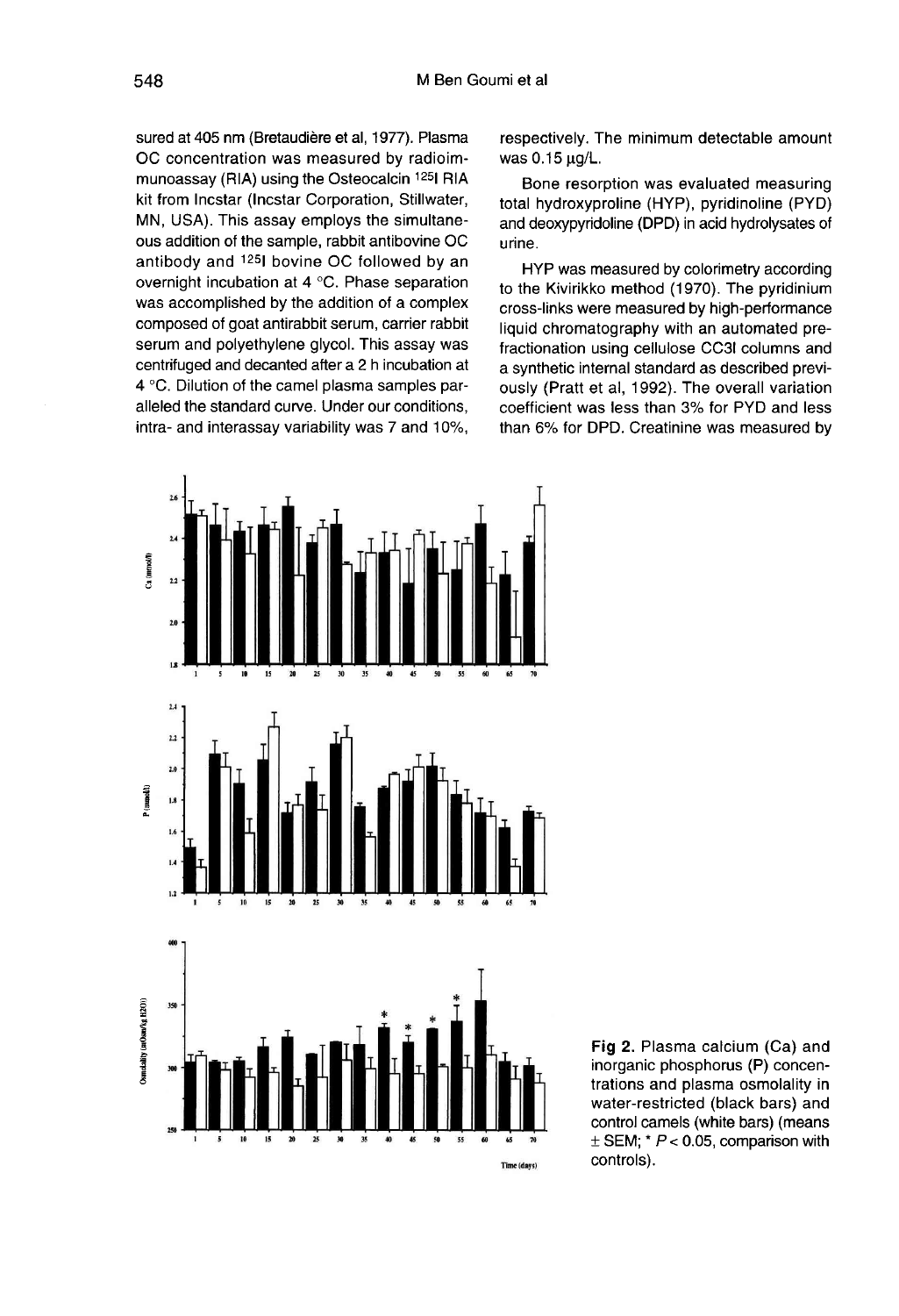sured at 405 nm (Bretaudière et al, 1977). Plasma OC concentration was measured by radioimmunoassay (RIA) using the Osteocalcin $^{125}$I RIA kit from Incstar (Incstar Corporation, Stillwater, MN, USA). This assay employs the simultaneous addition of the sample, rabbit antibovine OC antibody and $^{125}$I bovine OC followed by an overnight incubation at 4 °C. Phase separation was accomplished by the addition of a complex composed of goat antirabbit serum, carrier rabbit serum and polyethylene glycol. This assay was centrifuged and decanted after a 2 h incubation at 4 °C. Dilution of the camel plasma samples paralleled the standard curve. Under our conditions, intra- and interassay variability was 7 and 10%, respectively. The minimum detectable amount was 0.15 µg/L.

Bone resorption was evaluated measuring total hydroxyproline (HYP), pyridinoline (PYD) and deoxypyridoline (DPD) in acid hydrolysates of urine.

HYP was measured by colorimetry according to the Kivirikko method (1970). The pyridinium cross-links were measured by high-performance liquid chromatography with an automated prefractionation using cellulose CC3l columns and a synthetic internal standard as described previously (Pratt et al, 1992). The overall variation coefficient was less than 3% for PYD and less than 6% for DPD. Creatinine was measured by

**Fig 2.** Plasma calcium (Ca) and inorganic phosphorus (P) concentrations and plasma osmolality in water-restricted (black bars) and control camels (white bars) (means ± SEM; * $P < 0.05$, comparison with controls).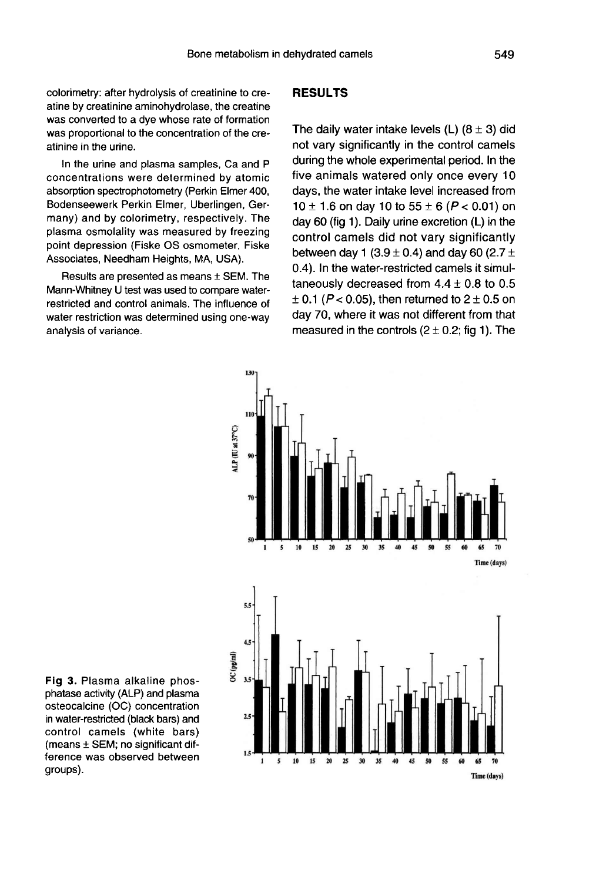colorimetry: after hydrolysis of creatinine to creatine by creatinine aminohydrolase, the creatine was converted to a dye whose rate of formation was proportional to the concentration of the creatinine in the urine.

In the urine and plasma samples, Ca and P concentrations were determined by atomic absorption spectrophotometry (Perkin Elmer 400, Bodenseewerk Perkin Elmer, Uberlingen, Germany) and by colorimetry, respectively. The plasma osmolality was measured by freezing point depression (Fiske OS osmometer, Fiske Associates, Needham Heights, MA, USA).

Results are presented as means ± SEM. The Mann-Whitney U test was used to compare water-restricted and control animals. The influence of water restriction was determined using one-way analysis of variance.

## RESULTS

The daily water intake levels (L) (8 ± 3) did not vary significantly in the control camels during the whole experimental period. In the five animals watered only once every 10 days, the water intake level increased from 10 ± 1.6 on day 10 to 55 ± 6 ($P < 0.01$) on day 60 (fig 1). Daily urine excretion (L) in the control camels did not vary significantly between day 1 (3.9 ± 0.4) and day 60 (2.7 ± 0.4). In the water-restricted camels it simultaneously decreased from 4.4 ± 0.8 to 0.5 ± 0.1 ($P < 0.05$), then returned to 2 ± 0.5 on day 70, where it was not different from that measured in the controls (2 ± 0.2; fig 1). The

**Fig 3.** Plasma alkaline phosphatase activity (ALP) and plasma osteocalcine (OC) concentration in water-restricted (black bars) and control camels (white bars) (means ± SEM; no significant difference was observed between groups).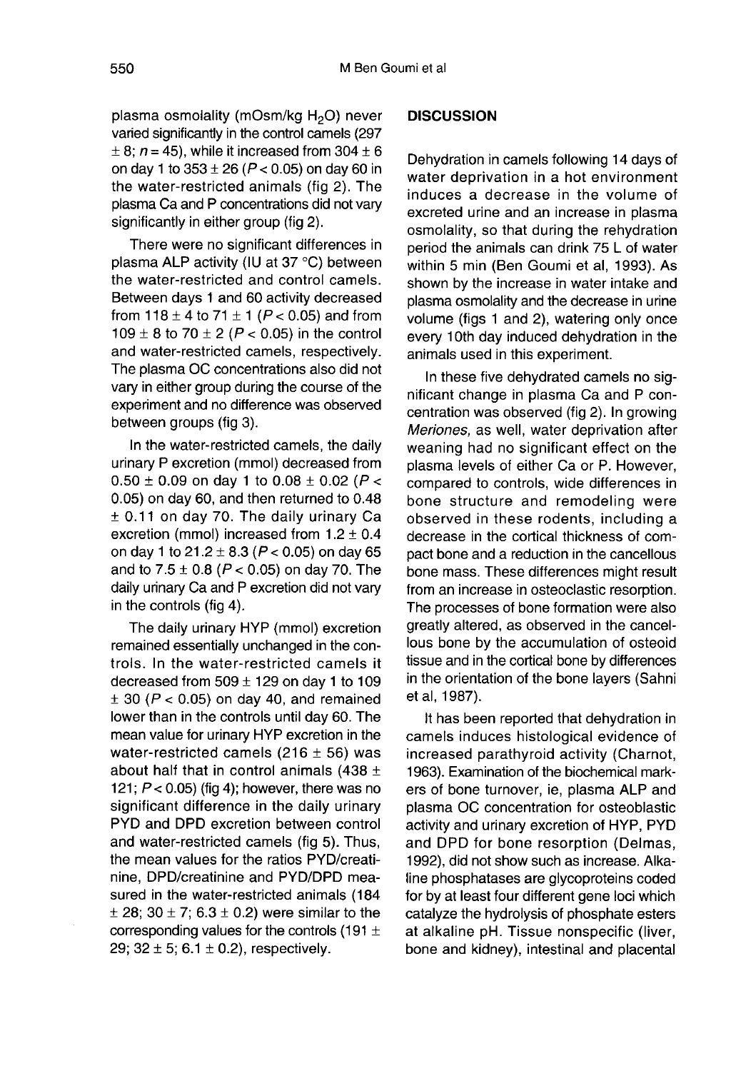plasma osmolality (mOsm/kg $H_2O$) never varied significantly in the control camels (297 ± 8; $n = 45$), while it increased from 304 ± 6 on day 1 to 353 ± 26 ($P < 0.05$) on day 60 in the water-restricted animals (fig 2). The plasma Ca and P concentrations did not vary significantly in either group (fig 2).

There were no significant differences in plasma ALP activity (IU at 37 °C) between the water-restricted and control camels. Between days 1 and 60 activity decreased from 118 ± 4 to 71 ± 1 ($P < 0.05$) and from 109 ± 8 to 70 ± 2 ($P < 0.05$) in the control and water-restricted camels, respectively. The plasma OC concentrations also did not vary in either group during the course of the experiment and no difference was observed between groups (fig 3).

In the water-restricted camels, the daily urinary P excretion (mmol) decreased from 0.50 ± 0.09 on day 1 to 0.08 ± 0.02 ($P < 0.05$) on day 60, and then returned to 0.48 ± 0.11 on day 70. The daily urinary Ca excretion (mmol) increased from 1.2 ± 0.4 on day 1 to 21.2 ± 8.3 ($P < 0.05$) on day 65 and to 7.5 ± 0.8 ($P < 0.05$) on day 70. The daily urinary Ca and P excretion did not vary in the controls (fig 4).

The daily urinary HYP (mmol) excretion remained essentially unchanged in the controls. In the water-restricted camels it decreased from 509 ± 129 on day 1 to 109 ± 30 ($P < 0.05$) on day 40, and remained lower than in the controls until day 60. The mean value for urinary HYP excretion in the water-restricted camels (216 ± 56) was about half that in control animals (438 ± 121; $P < 0.05$) (fig 4); however, there was no significant difference in the daily urinary PYD and DPD excretion between control and water-restricted camels (fig 5). Thus, the mean values for the ratios PYD/creatinine, DPD/creatinine and PYD/DPD measured in the water-restricted animals (184 ± 28; 30 ± 7; 6.3 ± 0.2) were similar to the corresponding values for the controls (191 ± 29; 32 ± 5; 6.1 ± 0.2), respectively.

## DISCUSSION

Dehydration in camels following 14 days of water deprivation in a hot environment induces a decrease in the volume of excreted urine and an increase in plasma osmolality, so that during the rehydration period the animals can drink 75 L of water within 5 min (Ben Goumi et al, 1993). As shown by the increase in water intake and plasma osmolality and the decrease in urine volume (figs 1 and 2), watering only once every 10th day induced dehydration in the animals used in this experiment.

In these five dehydrated camels no significant change in plasma Ca and P concentration was observed (fig 2). In growing *Meriones*, as well, water deprivation after weaning had no significant effect on the plasma levels of either Ca or P. However, compared to controls, wide differences in bone structure and remodeling were observed in these rodents, including a decrease in the cortical thickness of compact bone and a reduction in the cancellous bone mass. These differences might result from an increase in osteoclastic resorption. The processes of bone formation were also greatly altered, as observed in the cancellous bone by the accumulation of osteoid tissue and in the cortical bone by differences in the orientation of the bone layers (Sahni et al, 1987).

It has been reported that dehydration in camels induces histological evidence of increased parathyroid activity (Charnot, 1963). Examination of the biochemical markers of bone turnover, ie, plasma ALP and plasma OC concentration for osteoblastic activity and urinary excretion of HYP, PYD and DPD for bone resorption (Delmas, 1992), did not show such as increase. Alkaline phosphatases are glycoproteins coded for by at least four different gene loci which catalyze the hydrolysis of phosphate esters at alkaline pH. Tissue nonspecific (liver, bone and kidney), intestinal and placental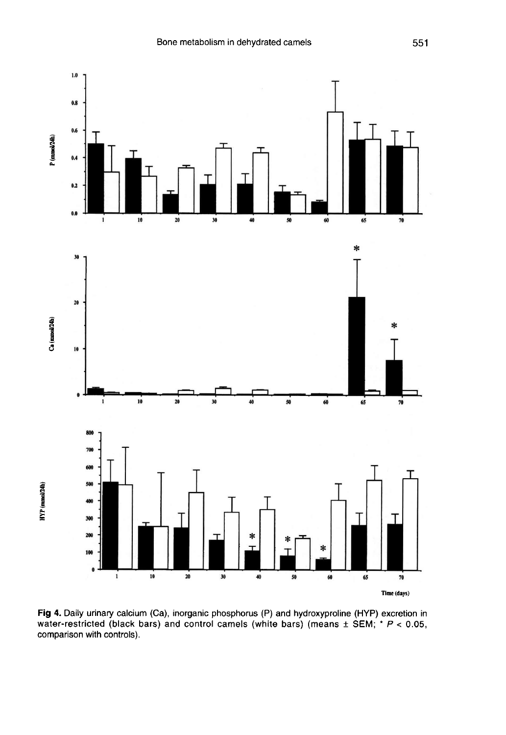**Fig 4.** Daily urinary calcium (Ca), inorganic phosphorus (P) and hydroxyproline (HYP) excretion in water-restricted (black bars) and control camels (white bars) (means ± SEM; * $P < 0.05$, comparison with controls).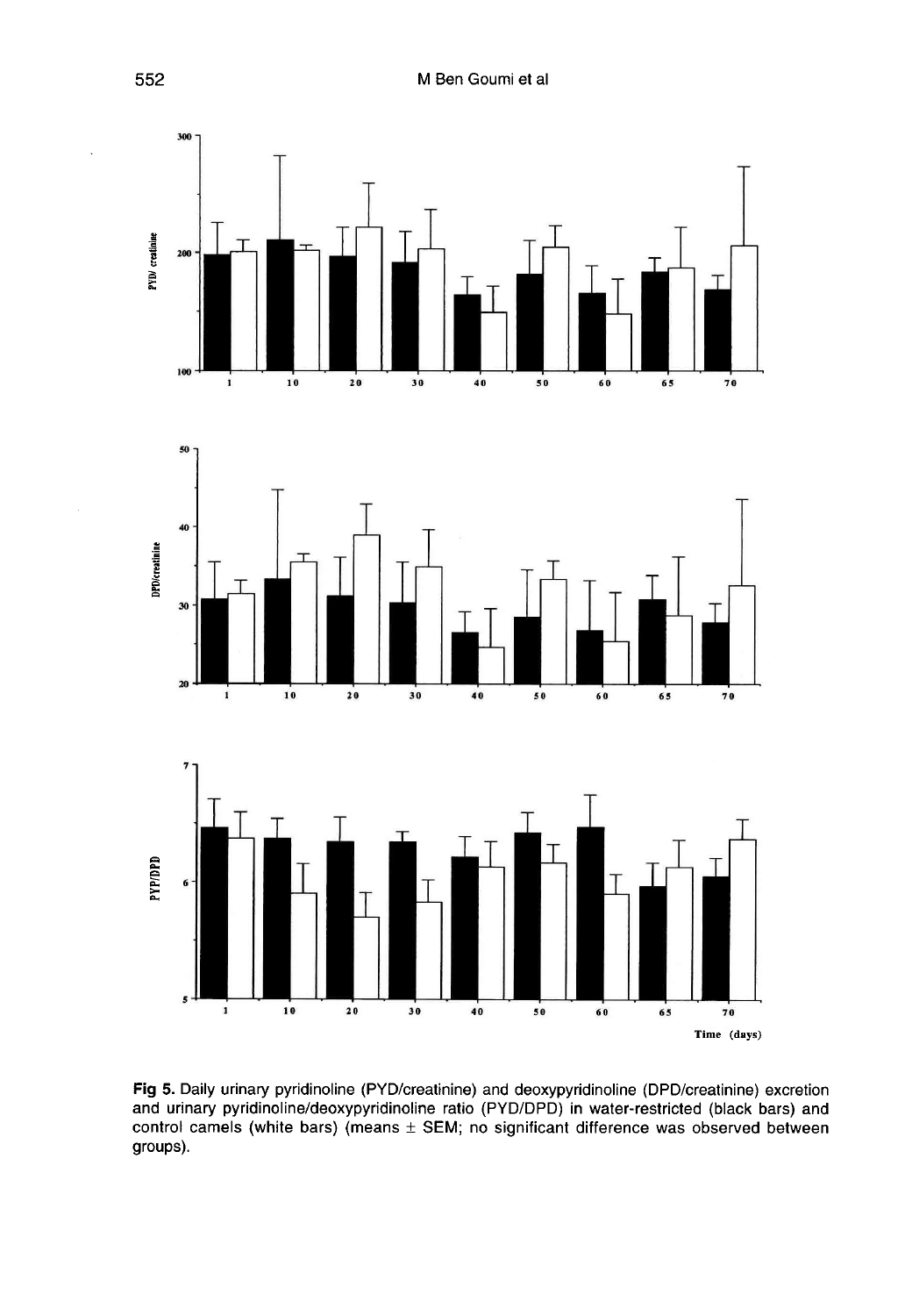**Fig 5.** Daily urinary pyridinoline (PYD/creatinine) and deoxypyridinoline (DPD/creatinine) excretion and urinary pyridinoline/deoxypyridinoline ratio (PYD/DPD) in water-restricted (black bars) and control camels (white bars) (means ± SEM; no significant difference was observed between groups).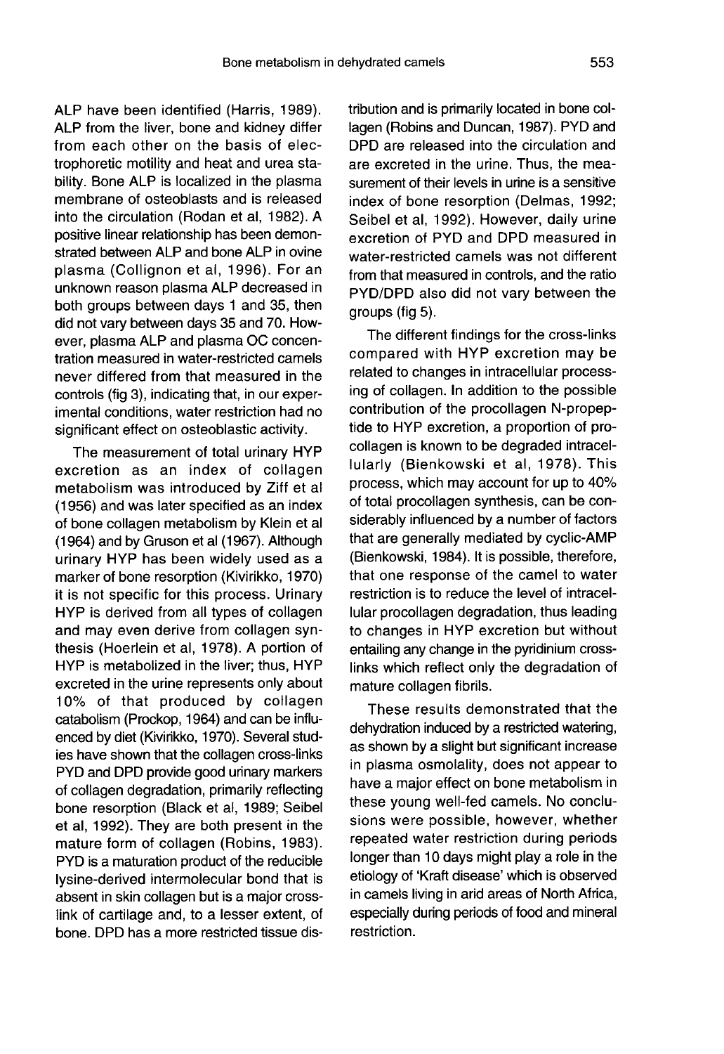ALP have been identified (Harris, 1989). ALP from the liver, bone and kidney differ from each other on the basis of electrophoretic motility and heat and urea stability. Bone ALP is localized in the plasma membrane of osteoblasts and is released into the circulation (Rodan et al, 1982). A positive linear relationship has been demonstrated between ALP and bone ALP in ovine plasma (Collignon et al, 1996). For an unknown reason plasma ALP decreased in both groups between days 1 and 35, then did not vary between days 35 and 70. However, plasma ALP and plasma OC concentration measured in water-restricted camels never differed from that measured in the controls (fig 3), indicating that, in our experimental conditions, water restriction had no significant effect on osteoblastic activity.

The measurement of total urinary HYP excretion as an index of collagen metabolism was introduced by Ziff et al (1956) and was later specified as an index of bone collagen metabolism by Klein et al (1964) and by Gruson et al (1967). Although urinary HYP has been widely used as a marker of bone resorption (Kivirikko, 1970) it is not specific for this process. Urinary HYP is derived from all types of collagen and may even derive from collagen synthesis (Hoerlein et al, 1978). A portion of HYP is metabolized in the liver; thus, HYP excreted in the urine represents only about 10% of that produced by collagen catabolism (Prockop, 1964) and can be influenced by diet (Kivirikko, 1970). Several studies have shown that the collagen cross-links PYD and DPD provide good urinary markers of collagen degradation, primarily reflecting bone resorption (Black et al, 1989; Seibel et al, 1992). They are both present in the mature form of collagen (Robins, 1983). PYD is a maturation product of the reducible lysine-derived intermolecular bond that is absent in skin collagen but is a major cross-link of cartilage and, to a lesser extent, of bone. DPD has a more restricted tissue distribution and is primarily located in bone collagen (Robins and Duncan, 1987). PYD and DPD are released into the circulation and are excreted in the urine. Thus, the measurement of their levels in urine is a sensitive index of bone resorption (Delmas, 1992; Seibel et al, 1992). However, daily urine excretion of PYD and DPD measured in water-restricted camels was not different from that measured in controls, and the ratio PYD/DPD also did not vary between the groups (fig 5).

The different findings for the cross-links compared with HYP excretion may be related to changes in intracellular processing of collagen. In addition to the possible contribution of the procollagen N-propeptide to HYP excretion, a proportion of procollagen is known to be degraded intracellularly (Bienkowski et al, 1978). This process, which may account for up to 40% of total procollagen synthesis, can be considerably influenced by a number of factors that are generally mediated by cyclic-AMP (Bienkowski, 1984). It is possible, therefore, that one response of the camel to water restriction is to reduce the level of intracellular procollagen degradation, thus leading to changes in HYP excretion but without entailing any change in the pyridinium cross-links which reflect only the degradation of mature collagen fibrils.

These results demonstrated that the dehydration induced by a restricted watering, as shown by a slight but significant increase in plasma osmolality, does not appear to have a major effect on bone metabolism in these young well-fed camels. No conclusions were possible, however, whether repeated water restriction during periods longer than 10 days might play a role in the etiology of 'Kraft disease' which is observed in camels living in arid areas of North Africa, especially during periods of food and mineral restriction.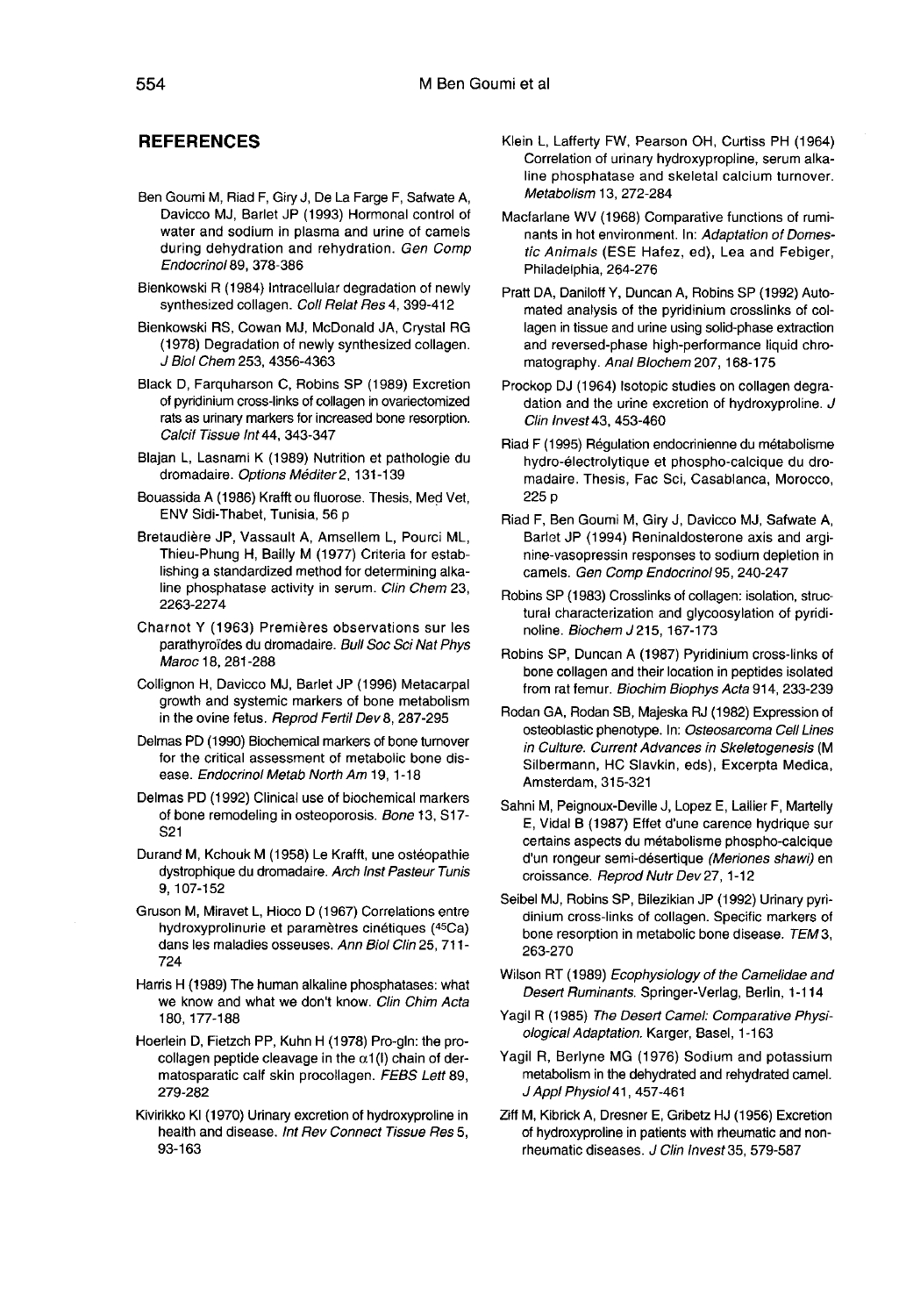## REFERENCES

Ben Goumi M, Riad F, Giry J, De La Farge F, Safwate A, Davicco MJ, Barlet JP (1993) Hormonal control of water and sodium in plasma and urine of camels during dehydration and rehydration. *Gen Comp Endocrinol* 89, 378-386

Bienkowski R (1984) Intracellular degradation of newly synthesized collagen. *Coll Relat Res* 4, 399-412

Bienkowski RS, Cowan MJ, McDonald JA, Crystal RG (1978) Degradation of newly synthesized collagen. *J Biol Chem* 253, 4356-4363

Black D, Farquharson C, Robins SP (1989) Excretion of pyridinium cross-links of collagen in ovariectomized rats as urinary markers for increased bone resorption. *Calcif Tissue Int* 44, 343-347

Blajan L, Lasnami K (1989) Nutrition et pathologie du dromadaire. *Options Méditer* 2, 131-139

Bouassida A (1986) Krafft ou fluorose. Thesis, Med Vet, ENV Sidi-Thabet, Tunisia, 56 p

Bretaudière JP, Vassault A, Amsellem L, Pourci ML, Thieu-Phung H, Bailly M (1977) Criteria for establishing a standardized method for determining alkaline phosphatase activity in serum. *Clin Chem* 23, 2263-2274

Charnot Y (1963) Premières observations sur les parathyroïdes du dromadaire. *Bull Soc Sci Nat Phys Maroc* 18, 281-288

Collignon H, Davicco MJ, Barlet JP (1996) Metacarpal growth and systemic markers of bone metabolism in the ovine fetus. *Reprod Fertil Dev* 8, 287-295

Delmas PD (1990) Biochemical markers of bone turnover for the critical assessment of metabolic bone disease. *Endocrinol Metab North Am* 19, 1-18

Delmas PD (1992) Clinical use of biochemical markers of bone remodeling in osteoporosis. *Bone* 13, S17-S21

Durand M, Kchouk M (1958) Le Krafft, une ostéopathie dystrophique du dromadaire. *Arch Inst Pasteur Tunis* 9, 107-152

Gruson M, Miravet L, Hioco D (1967) Correlations entre hydroxyprolinurie et paramètres cinétiques ($^{45}$Ca) dans les maladies osseuses. *Ann Biol Clin* 25, 711-724

Harris H (1989) The human alkaline phosphatases: what we know and what we don't know. *Clin Chim Acta* 180, 177-188

Hoerlein D, Fietzch PP, Kuhn H (1978) Pro-gln: the procollagen peptide cleavage in the $\alpha 1$(I) chain of dermatosparatic calf skin procollagen. *FEBS Lett* 89, 279-282

Kivirikko KI (1970) Urinary excretion of hydroxyproline in health and disease. *Int Rev Connect Tissue Res* 5, 93-163

Klein L, Lafferty FW, Pearson OH, Curtiss PH (1964) Correlation of urinary hydroxypropline, serum alkaline phosphatase and skeletal calcium turnover. *Metabolism* 13, 272-284

Macfarlane WV (1968) Comparative functions of ruminants in hot environment. In: *Adaptation of Domestic Animals* (ESE Hafez, ed), Lea and Febiger, Philadelphia, 264-276

Pratt DA, Daniloff Y, Duncan A, Robins SP (1992) Automated analysis of the pyridinium crosslinks of collagen in tissue and urine using solid-phase extraction and reversed-phase high-performance liquid chromatography. *Anal Biochem* 207, 168-175

Prockop DJ (1964) Isotopic studies on collagen degradation and the urine excretion of hydroxyproline. *J Clin Invest* 43, 453-460

Riad F (1995) Régulation endocrinienne du métabolisme hydro-électrolytique et phospho-calcique du dromadaire. Thesis, Fac Sci, Casablanca, Morocco, 225 p

Riad F, Ben Goumi M, Giry J, Davicco MJ, Safwate A, Barlet JP (1994) Reninaldosterone axis and arginine-vasopressin responses to sodium depletion in camels. *Gen Comp Endocrinol* 95, 240-247

Robins SP (1983) Crosslinks of collagen: isolation, structural characterization and glycoosylation of pyridinoline. *Biochem J* 215, 167-173

Robins SP, Duncan A (1987) Pyridinium cross-links of bone collagen and their location in peptides isolated from rat femur. *Biochim Biophys Acta* 914, 233-239

Rodan GA, Rodan SB, Majeska RJ (1982) Expression of osteoblastic phenotype. In: *Osteosarcoma Cell Lines in Culture. Current Advances in Skeletogenesis* (M Silbermann, HC Slavkin, eds), Excerpta Medica, Amsterdam, 315-321

Sahni M, Peignoux-Deville J, Lopez E, Lallier F, Martelly E, Vidal B (1987) Effet d'une carence hydrique sur certains aspects du métabolisme phospho-calcique d'un rongeur semi-désertique *(Meriones shawi)* en croissance. *Reprod Nutr Dev* 27, 1-12

Seibel MJ, Robins SP, Bilezikian JP (1992) Urinary pyridinium cross-links of collagen. Specific markers of bone resorption in metabolic bone disease. *TEM* 3, 263-270

Wilson RT (1989) *Ecophysiology of the Camelidae and Desert Ruminants.* Springer-Verlag, Berlin, 1-114

Yagil R (1985) *The Desert Camel: Comparative Physiological Adaptation.* Karger, Basel, 1-163

Yagil R, Berlyne MG (1976) Sodium and potassium metabolism in the dehydrated and rehydrated camel. *J Appl Physiol* 41, 457-461

Ziff M, Kibrick A, Dresner E, Gribetz HJ (1956) Excretion of hydroxyproline in patients with rheumatic and nonrheumatic diseases. *J Clin Invest* 35, 579-587